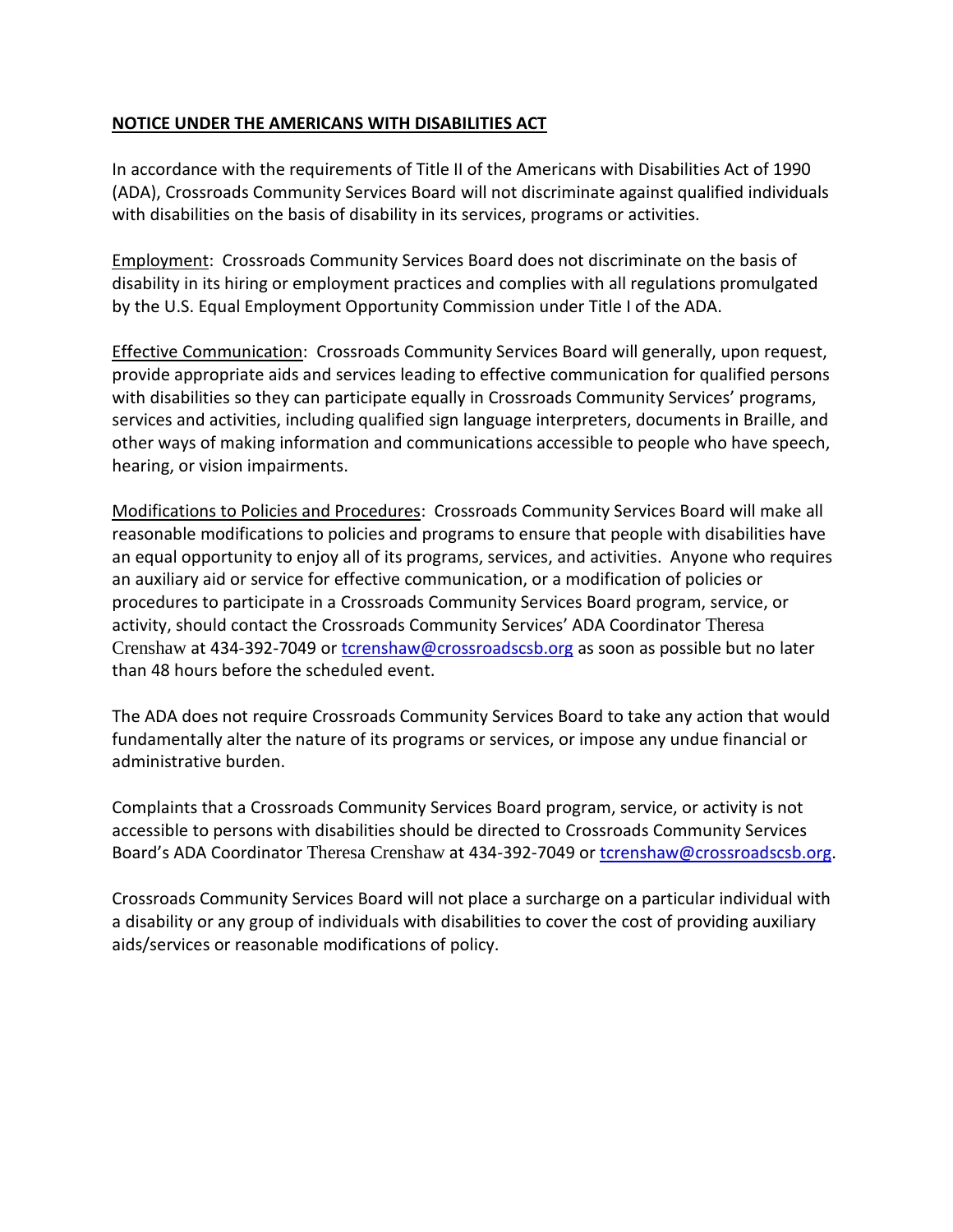**NOTICE UNDER THE AMERICANS WITH DISABILITIES ACT**

In accordance with the requirements of Title II of the Americans with Disabilities Act of 1990 (ADA), Crossroads Community Services Board will not discriminate against qualified individuals with disabilities on the basis of disability in its services, programs or activities.

Employment: Crossroads Community Services Board does not discriminate on the basis of disability in its hiring or employment practices and complies with all regulations promulgated by the U.S. Equal Employment Opportunity Commission under Title I of the ADA.

Effective Communication: Crossroads Community Services Board will generally, upon request, provide appropriate aids and services leading to effective communication for qualified persons with disabilities so they can participate equally in Crossroads Community Services' programs, services and activities, including qualified sign language interpreters, documents in Braille, and other ways of making information and communications accessible to people who have speech, hearing, or vision impairments.

Modifications to Policies and Procedures: Crossroads Community Services Board will make all reasonable modifications to policies and programs to ensure that people with disabilities have an equal opportunity to enjoy all of its programs, services, and activities. Anyone who requires an auxiliary aid or service for effective communication, or a modification of policies or procedures to participate in a Crossroads Community Services Board program, service, or activity, should contact the Crossroads Community Services' ADA Coordinator Theresa Crenshaw at 434-392-7049 or tcrenshaw@crossroadscsb.org as soon as possible but no later than 48 hours before the scheduled event.

The ADA does not require Crossroads Community Services Board to take any action that would fundamentally alter the nature of its programs or services, or impose any undue financial or administrative burden.

Complaints that a Crossroads Community Services Board program, service, or activity is not accessible to persons with disabilities should be directed to Crossroads Community Services Board's ADA Coordinator Theresa Crenshaw at 434-392-7049 or tcrenshaw@crossroadscsb.org.

Crossroads Community Services Board will not place a surcharge on a particular individual with a disability or any group of individuals with disabilities to cover the cost of providing auxiliary aids/services or reasonable modifications of policy.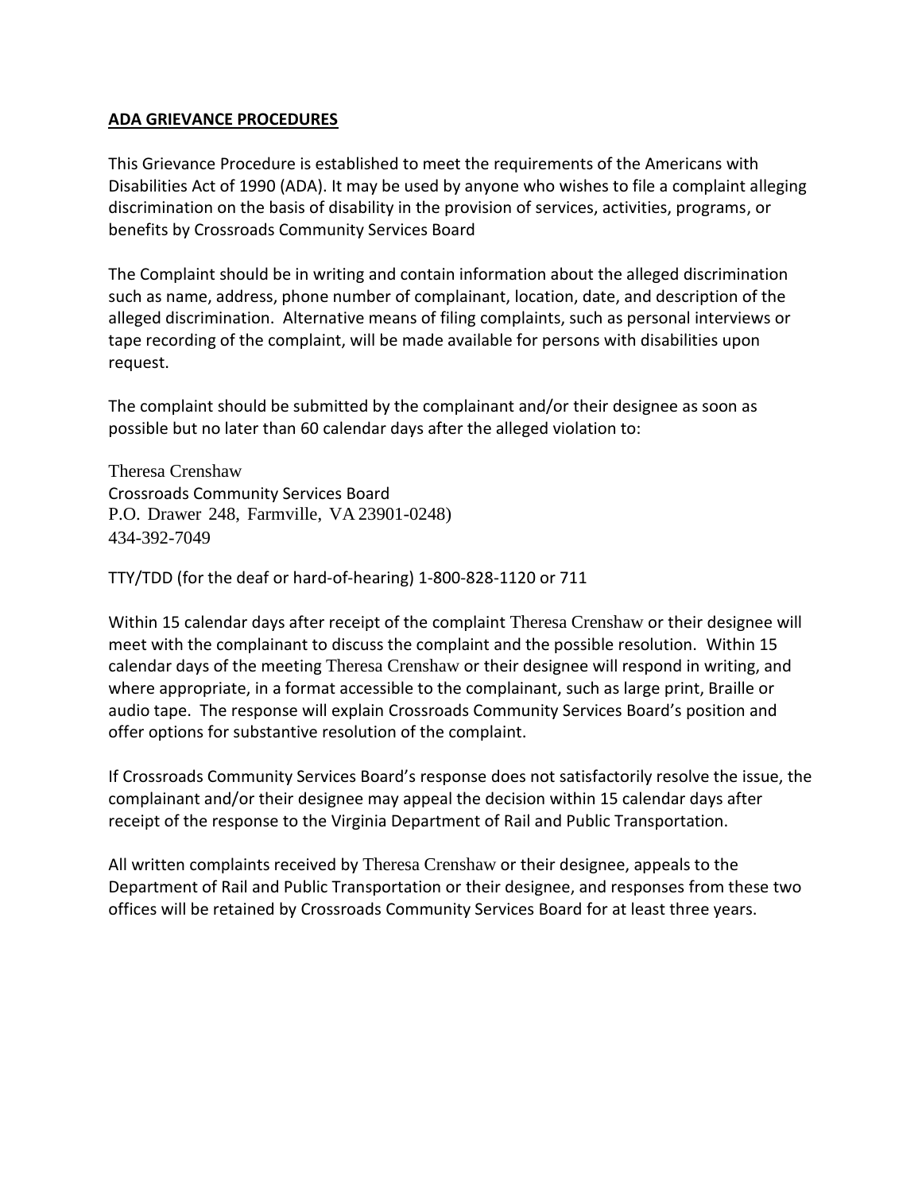**ADA GRIEVANCE PROCEDURES**

This Grievance Procedure is established to meet the requirements of the Americans with Disabilities Act of 1990 (ADA). It may be used by anyone who wishes to file a complaint alleging discrimination on the basis of disability in the provision of services, activities, programs, or benefits by Crossroads Community Services Board

The Complaint should be in writing and contain information about the alleged discrimination such as name, address, phone number of complainant, location, date, and description of the alleged discrimination. Alternative means of filing complaints, such as personal interviews or tape recording of the complaint, will be made available for persons with disabilities upon request.

The complaint should be submitted by the complainant and/or their designee as soon as possible but no later than 60 calendar days after the alleged violation to:

Theresa Crenshaw
Crossroads Community Services Board
P.O. Drawer 248, Farmville, VA 23901-0248)
434-392-7049

TTY/TDD (for the deaf or hard-of-hearing) 1-800-828-1120 or 711

Within 15 calendar days after receipt of the complaint Theresa Crenshaw or their designee will meet with the complainant to discuss the complaint and the possible resolution. Within 15 calendar days of the meeting Theresa Crenshaw or their designee will respond in writing, and where appropriate, in a format accessible to the complainant, such as large print, Braille or audio tape. The response will explain Crossroads Community Services Board's position and offer options for substantive resolution of the complaint.

If Crossroads Community Services Board's response does not satisfactorily resolve the issue, the complainant and/or their designee may appeal the decision within 15 calendar days after receipt of the response to the Virginia Department of Rail and Public Transportation.

All written complaints received by Theresa Crenshaw or their designee, appeals to the Department of Rail and Public Transportation or their designee, and responses from these two offices will be retained by Crossroads Community Services Board for at least three years.